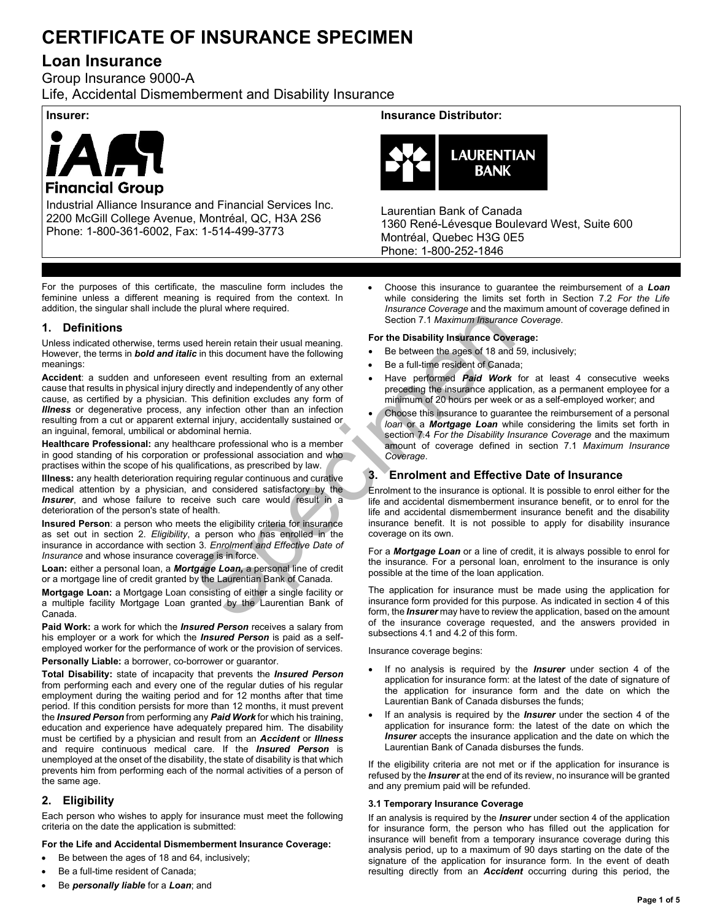# CERTIFICATE OF INSURANCE SPECIMEN

## Loan Insurance

Group Insurance 9000-A

Life, Accidental Dismemberment and Disability Insurance

**Insurer:**

Industrial Alliance Insurance and Financial Services Inc.
2200 McGill College Avenue, Montréal, QC, H3A 2S6
Phone: 1-800-361-6002, Fax: 1-514-499-3773

**Insurance Distributor:**

Laurentian Bank of Canada
1360 René-Lévesque Boulevard West, Suite 600
Montréal, Quebec H3G 0E5
Phone: 1-800-252-1846

For the purposes of this certificate, the masculine form includes the feminine unless a different meaning is required from the context. In addition, the singular shall include the plural where required.

## 1. Definitions

Unless indicated otherwise, terms used herein retain their usual meaning. However, the terms in ***bold and italic*** in this document have the following meanings:

**Accident**: a sudden and unforeseen event resulting from an external cause that results in physical injury directly and independently of any other cause, as certified by a physician. This definition excludes any form of ***Illness*** or degenerative process, any infection other than an infection resulting from a cut or apparent external injury, accidentally sustained or an inguinal, femoral, umbilical or abdominal hernia.

**Healthcare Professional:** any healthcare professional who is a member in good standing of his corporation or professional association and who practises within the scope of his qualifications, as prescribed by law.

**Illness:** any health deterioration requiring regular continuous and curative medical attention by a physician, and considered satisfactory by the ***Insurer***, and whose failure to receive such care would result in a deterioration of the person's state of health.

**Insured Person**: a person who meets the eligibility criteria for insurance as set out in section 2. *Eligibility*, a person who has enrolled in the insurance in accordance with section 3. *Enrolment and Effective Date of Insurance* and whose insurance coverage is in force.

**Loan:** either a personal loan, a ***Mortgage Loan,*** a personal line of credit or a mortgage line of credit granted by the Laurentian Bank of Canada.

**Mortgage Loan:** a Mortgage Loan consisting of either a single facility or a multiple facility Mortgage Loan granted by the Laurentian Bank of Canada.

**Paid Work:** a work for which the ***Insured Person*** receives a salary from his employer or a work for which the ***Insured Person*** is paid as a self-employed worker for the performance of work or the provision of services.

**Personally Liable:** a borrower, co-borrower or guarantor.

**Total Disability:** state of incapacity that prevents the ***Insured Person*** from performing each and every one of the regular duties of his regular employment during the waiting period and for 12 months after that time period. If this condition persists for more than 12 months, it must prevent the ***Insured Person*** from performing any ***Paid Work*** for which his training, education and experience have adequately prepared him. The disability must be certified by a physician and result from an ***Accident*** or ***Illness*** and require continuous medical care. If the ***Insured Person*** is unemployed at the onset of the disability, the state of disability is that which prevents him from performing each of the normal activities of a person of the same age.

## 2. Eligibility

Each person who wishes to apply for insurance must meet the following criteria on the date the application is submitted:

**For the Life and Accidental Dismemberment Insurance Coverage:**

- Be between the ages of 18 and 64, inclusively;
- Be a full-time resident of Canada;
- Be ***personally liable*** for a ***Loan***; and
- Choose this insurance to guarantee the reimbursement of a ***Loan*** while considering the limits set forth in Section 7.2 *For the Life Insurance Coverage* and the maximum amount of coverage defined in Section 7.1 *Maximum Insurance Coverage*.

**For the Disability Insurance Coverage:**

- Be between the ages of 18 and 59, inclusively;
- Be a full-time resident of Canada;
- Have performed ***Paid Work*** for at least 4 consecutive weeks preceding the insurance application, as a permanent employee for a minimum of 20 hours per week or as a self-employed worker; and
- Choose this insurance to guarantee the reimbursement of a personal *loan* or a ***Mortgage Loan*** while considering the limits set forth in section 7.4 *For the Disability Insurance Coverage* and the maximum amount of coverage defined in section 7.1 *Maximum Insurance Coverage*.

## 3. Enrolment and Effective Date of Insurance

Enrolment to the insurance is optional. It is possible to enrol either for the life and accidental dismemberment insurance benefit, or to enrol for the life and accidental dismemberment insurance benefit and the disability insurance benefit. It is not possible to apply for disability insurance coverage on its own.

For a ***Mortgage Loan*** or a line of credit, it is always possible to enrol for the insurance. For a personal loan, enrolment to the insurance is only possible at the time of the loan application.

The application for insurance must be made using the application for insurance form provided for this purpose. As indicated in section 4 of this form, the ***Insurer*** may have to review the application, based on the amount of the insurance coverage requested, and the answers provided in subsections 4.1 and 4.2 of this form.

Insurance coverage begins:

- If no analysis is required by the ***Insurer*** under section 4 of the application for insurance form: at the latest of the date of signature of the application for insurance form and the date on which the Laurentian Bank of Canada disburses the funds;
- If an analysis is required by the ***Insurer*** under the section 4 of the application for insurance form: the latest of the date on which the ***Insurer*** accepts the insurance application and the date on which the Laurentian Bank of Canada disburses the funds.

If the eligibility criteria are not met or if the application for insurance is refused by the ***Insurer*** at the end of its review, no insurance will be granted and any premium paid will be refunded.

### 3.1 Temporary Insurance Coverage

If an analysis is required by the ***Insurer*** under section 4 of the application for insurance form, the person who has filled out the application for insurance will benefit from a temporary insurance coverage during this analysis period, up to a maximum of 90 days starting on the date of the signature of the application for insurance form. In the event of death resulting directly from an ***Accident*** occurring during this period, the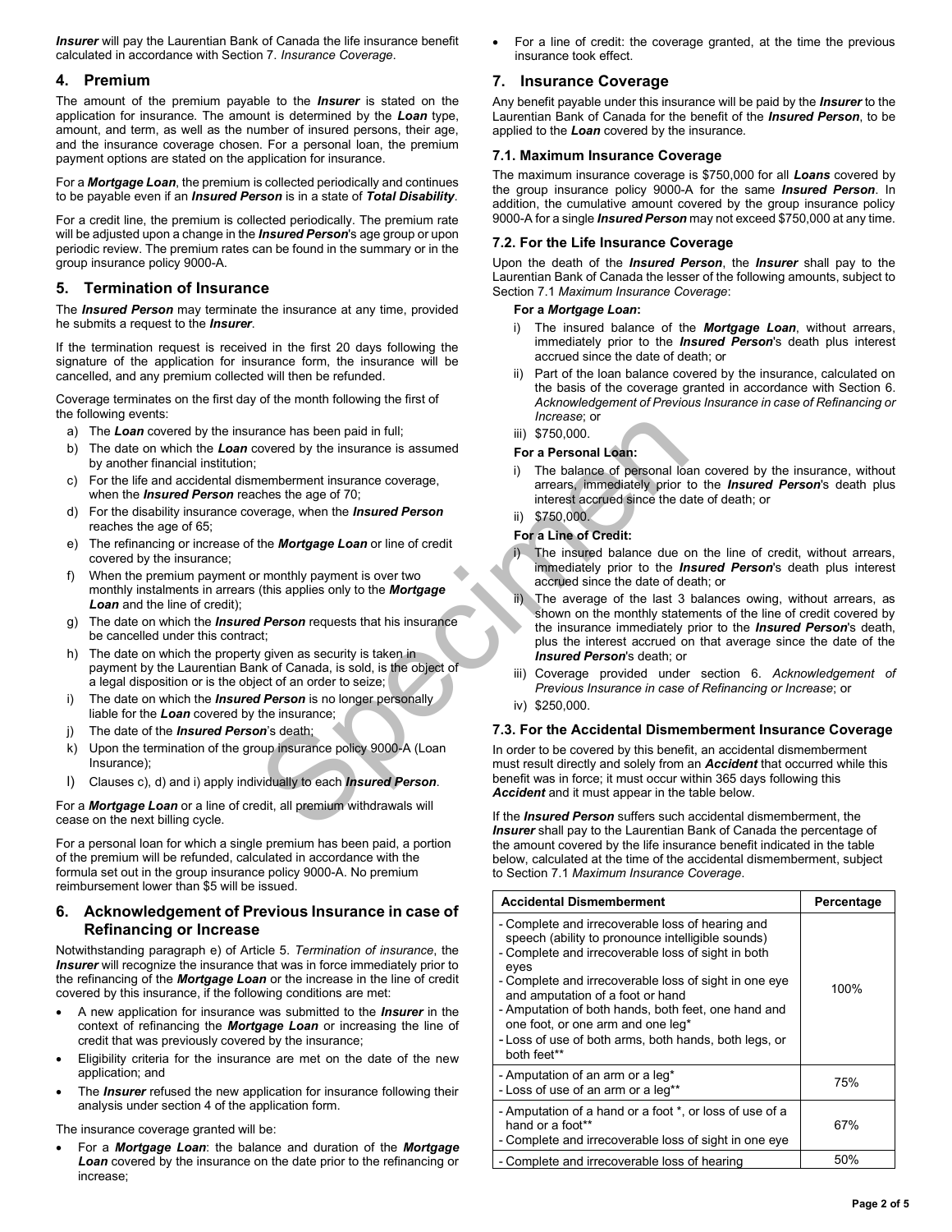***Insurer*** will pay the Laurentian Bank of Canada the life insurance benefit calculated in accordance with Section 7. *Insurance Coverage*.

## 4. Premium

The amount of the premium payable to the ***Insurer*** is stated on the application for insurance. The amount is determined by the ***Loan*** type, amount, and term, as well as the number of insured persons, their age, and the insurance coverage chosen. For a personal loan, the premium payment options are stated on the application for insurance.

For a ***Mortgage Loan***, the premium is collected periodically and continues to be payable even if an ***Insured Person*** is in a state of ***Total Disability***.

For a credit line, the premium is collected periodically. The premium rate will be adjusted upon a change in the ***Insured Person***'s age group or upon periodic review. The premium rates can be found in the summary or in the group insurance policy 9000-A.

## 5. Termination of Insurance

The ***Insured Person*** may terminate the insurance at any time, provided he submits a request to the ***Insurer***.

If the termination request is received in the first 20 days following the signature of the application for insurance form, the insurance will be cancelled, and any premium collected will then be refunded.

Coverage terminates on the first day of the month following the first of the following events:

a) The ***Loan*** covered by the insurance has been paid in full;
b) The date on which the ***Loan*** covered by the insurance is assumed by another financial institution;
c) For the life and accidental dismemberment insurance coverage, when the ***Insured Person*** reaches the age of 70;
d) For the disability insurance coverage, when the ***Insured Person*** reaches the age of 65;
e) The refinancing or increase of the ***Mortgage Loan*** or line of credit covered by the insurance;
f) When the premium payment or monthly payment is over two monthly instalments in arrears (this applies only to the ***Mortgage Loan*** and the line of credit);
g) The date on which the ***Insured Person*** requests that his insurance be cancelled under this contract;
h) The date on which the property given as security is taken in payment by the Laurentian Bank of Canada, is sold, is the object of a legal disposition or is the object of an order to seize;
i) The date on which the ***Insured Person*** is no longer personally liable for the ***Loan*** covered by the insurance;
j) The date of the ***Insured Person***'s death;
k) Upon the termination of the group insurance policy 9000-A (Loan Insurance);
l) Clauses c), d) and i) apply individually to each ***Insured Person***.

For a ***Mortgage Loan*** or a line of credit, all premium withdrawals will cease on the next billing cycle.

For a personal loan for which a single premium has been paid, a portion of the premium will be refunded, calculated in accordance with the formula set out in the group insurance policy 9000-A. No premium reimbursement lower than $5 will be issued.

## 6. Acknowledgement of Previous Insurance in case of Refinancing or Increase

Notwithstanding paragraph e) of Article 5. *Termination of insurance*, the ***Insurer*** will recognize the insurance that was in force immediately prior to the refinancing of the ***Mortgage Loan*** or the increase in the line of credit covered by this insurance, if the following conditions are met:

- A new application for insurance was submitted to the ***Insurer*** in the context of refinancing the ***Mortgage Loan*** or increasing the line of credit that was previously covered by the insurance;
- Eligibility criteria for the insurance are met on the date of the new application; and
- The ***Insurer*** refused the new application for insurance following their analysis under section 4 of the application form.

The insurance coverage granted will be:

- For a ***Mortgage Loan***: the balance and duration of the ***Mortgage Loan*** covered by the insurance on the date prior to the refinancing or increase;
- For a line of credit: the coverage granted, at the time the previous insurance took effect.

## 7. Insurance Coverage

Any benefit payable under this insurance will be paid by the ***Insurer*** to the Laurentian Bank of Canada for the benefit of the ***Insured Person***, to be applied to the ***Loan*** covered by the insurance.

### 7.1. Maximum Insurance Coverage

The maximum insurance coverage is $750,000 for all ***Loans*** covered by the group insurance policy 9000-A for the same ***Insured Person***. In addition, the cumulative amount covered by the group insurance policy 9000-A for a single ***Insured Person*** may not exceed $750,000 at any time.

### 7.2. For the Life Insurance Coverage

Upon the death of the ***Insured Person***, the ***Insurer*** shall pay to the Laurentian Bank of Canada the lesser of the following amounts, subject to Section 7.1 *Maximum Insurance Coverage*:

**For a *Mortgage Loan*:**

i) The insured balance of the ***Mortgage Loan***, without arrears, immediately prior to the ***Insured Person***'s death plus interest accrued since the date of death; or
ii) Part of the loan balance covered by the insurance, calculated on the basis of the coverage granted in accordance with Section 6. *Acknowledgement of Previous Insurance in case of Refinancing or Increase*; or
iii) $750,000.

**For a Personal Loan:**

i) The balance of personal loan covered by the insurance, without arrears, immediately prior to the ***Insured Person***'s death plus interest accrued since the date of death; or
ii) $750,000.

**For a Line of Credit:**

i) The insured balance due on the line of credit, without arrears, immediately prior to the ***Insured Person***'s death plus interest accrued since the date of death; or
ii) The average of the last 3 balances owing, without arrears, as shown on the monthly statements of the line of credit covered by the insurance immediately prior to the ***Insured Person***'s death, plus the interest accrued on that average since the date of the ***Insured Person***'s death; or
iii) Coverage provided under section 6. *Acknowledgement of Previous Insurance in case of Refinancing or Increase*; or
iv) $250,000.

### 7.3. For the Accidental Dismemberment Insurance Coverage

In order to be covered by this benefit, an accidental dismemberment must result directly and solely from an ***Accident*** that occurred while this benefit was in force; it must occur within 365 days following this ***Accident*** and it must appear in the table below.

If the ***Insured Person*** suffers such accidental dismemberment, the ***Insurer*** shall pay to the Laurentian Bank of Canada the percentage of the amount covered by the life insurance benefit indicated in the table below, calculated at the time of the accidental dismemberment, subject to Section 7.1 *Maximum Insurance Coverage*.

| Accidental Dismemberment | Percentage |
|---|---|
| - Complete and irrecoverable loss of hearing and speech (ability to pronounce intelligible sounds)<br>- Complete and irrecoverable loss of sight in both eyes<br>- Complete and irrecoverable loss of sight in one eye and amputation of a foot or hand<br>- Amputation of both hands, both feet, one hand and one foot, or one arm and one leg*<br>- Loss of use of both arms, both hands, both legs, or both feet** | 100% |
| - Amputation of an arm or a leg*<br>- Loss of use of an arm or a leg** | 75% |
| - Amputation of a hand or a foot *, or loss of use of a hand or a foot**<br>- Complete and irrecoverable loss of sight in one eye | 67% |
| - Complete and irrecoverable loss of hearing | 50% |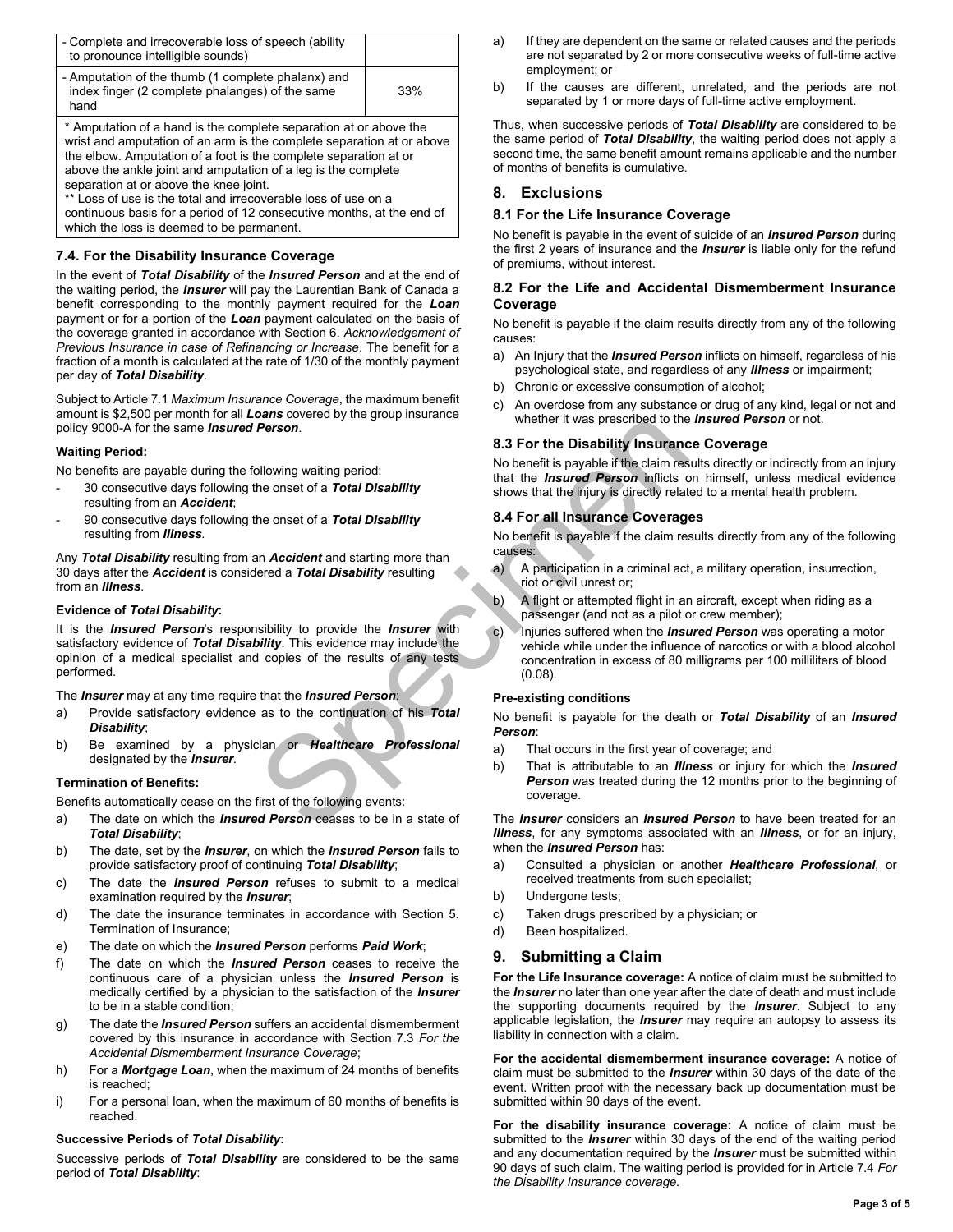| | |
|---|---|
| - Complete and irrecoverable loss of speech (ability to pronounce intelligible sounds) | |
| - Amputation of the thumb (1 complete phalanx) and index finger (2 complete phalanges) of the same hand | 33% |

\* Amputation of a hand is the complete separation at or above the wrist and amputation of an arm is the complete separation at or above the elbow. Amputation of a foot is the complete separation at or above the ankle joint and amputation of a leg is the complete separation at or above the knee joint.
\*\* Loss of use is the total and irrecoverable loss of use on a continuous basis for a period of 12 consecutive months, at the end of which the loss is deemed to be permanent.

### 7.4. For the Disability Insurance Coverage

In the event of ***Total Disability*** of the ***Insured Person*** and at the end of the waiting period, the ***Insurer*** will pay the Laurentian Bank of Canada a benefit corresponding to the monthly payment required for the ***Loan*** payment or for a portion of the ***Loan*** payment calculated on the basis of the coverage granted in accordance with Section 6. *Acknowledgement of Previous Insurance in case of Refinancing or Increase*. The benefit for a fraction of a month is calculated at the rate of 1/30 of the monthly payment per day of ***Total Disability***.

Subject to Article 7.1 *Maximum Insurance Coverage*, the maximum benefit amount is $2,500 per month for all ***Loans*** covered by the group insurance policy 9000-A for the same ***Insured Person***.

**Waiting Period:**

No benefits are payable during the following waiting period:

- 30 consecutive days following the onset of a ***Total Disability*** resulting from an ***Accident***;
- 90 consecutive days following the onset of a ***Total Disability*** resulting from ***Illness***.

Any ***Total Disability*** resulting from an ***Accident*** and starting more than 30 days after the ***Accident*** is considered a ***Total Disability*** resulting from an ***Illness***.

**Evidence of *Total Disability*:**

It is the ***Insured Person***'s responsibility to provide the ***Insurer*** with satisfactory evidence of ***Total Disability***. This evidence may include the opinion of a medical specialist and copies of the results of any tests performed.

The ***Insurer*** may at any time require that the ***Insured Person***:

a) Provide satisfactory evidence as to the continuation of his ***Total Disability***;
b) Be examined by a physician or ***Healthcare Professional*** designated by the ***Insurer***.

**Termination of Benefits:**

Benefits automatically cease on the first of the following events:

a) The date on which the ***Insured Person*** ceases to be in a state of ***Total Disability***;
b) The date, set by the ***Insurer***, on which the ***Insured Person*** fails to provide satisfactory proof of continuing ***Total Disability***;
c) The date the ***Insured Person*** refuses to submit to a medical examination required by the ***Insurer***;
d) The date the insurance terminates in accordance with Section 5. Termination of Insurance;
e) The date on which the ***Insured Person*** performs ***Paid Work***;
f) The date on which the ***Insured Person*** ceases to receive the continuous care of a physician unless the ***Insured Person*** is medically certified by a physician to the satisfaction of the ***Insurer*** to be in a stable condition;
g) The date the ***Insured Person*** suffers an accidental dismemberment covered by this insurance in accordance with Section 7.3 *For the Accidental Dismemberment Insurance Coverage*;
h) For a ***Mortgage Loan***, when the maximum of 24 months of benefits is reached;
i) For a personal loan, when the maximum of 60 months of benefits is reached.

**Successive Periods of *Total Disability*:**

Successive periods of ***Total Disability*** are considered to be the same period of ***Total Disability***:

a) If they are dependent on the same or related causes and the periods are not separated by 2 or more consecutive weeks of full-time active employment; or
b) If the causes are different, unrelated, and the periods are not separated by 1 or more days of full-time active employment.

Thus, when successive periods of ***Total Disability*** are considered to be the same period of ***Total Disability***, the waiting period does not apply a second time, the same benefit amount remains applicable and the number of months of benefits is cumulative.

## 8. Exclusions

### 8.1 For the Life Insurance Coverage

No benefit is payable in the event of suicide of an ***Insured Person*** during the first 2 years of insurance and the ***Insurer*** is liable only for the refund of premiums, without interest.

### 8.2 For the Life and Accidental Dismemberment Insurance Coverage

No benefit is payable if the claim results directly from any of the following causes:

a) An Injury that the ***Insured Person*** inflicts on himself, regardless of his psychological state, and regardless of any ***Illness*** or impairment;
b) Chronic or excessive consumption of alcohol;
c) An overdose from any substance or drug of any kind, legal or not and whether it was prescribed to the ***Insured Person*** or not.

### 8.3 For the Disability Insurance Coverage

No benefit is payable if the claim results directly or indirectly from an injury that the ***Insured Person*** inflicts on himself, unless medical evidence shows that the injury is directly related to a mental health problem.

### 8.4 For all Insurance Coverages

No benefit is payable if the claim results directly from any of the following causes:

a) A participation in a criminal act, a military operation, insurrection, riot or civil unrest or;
b) A flight or attempted flight in an aircraft, except when riding as a passenger (and not as a pilot or crew member);
c) Injuries suffered when the ***Insured Person*** was operating a motor vehicle while under the influence of narcotics or with a blood alcohol concentration in excess of 80 milligrams per 100 milliliters of blood (0.08).

**Pre-existing conditions**

No benefit is payable for the death or ***Total Disability*** of an ***Insured Person***:

a) That occurs in the first year of coverage; and
b) That is attributable to an ***Illness*** or injury for which the ***Insured Person*** was treated during the 12 months prior to the beginning of coverage.

The ***Insurer*** considers an ***Insured Person*** to have been treated for an ***Illness***, for any symptoms associated with an ***Illness***, or for an injury, when the ***Insured Person*** has:

a) Consulted a physician or another ***Healthcare Professional***, or received treatments from such specialist;
b) Undergone tests;
c) Taken drugs prescribed by a physician; or
d) Been hospitalized.

## 9. Submitting a Claim

**For the Life Insurance coverage:** A notice of claim must be submitted to the ***Insurer*** no later than one year after the date of death and must include the supporting documents required by the ***Insurer***. Subject to any applicable legislation, the ***Insurer*** may require an autopsy to assess its liability in connection with a claim.

**For the accidental dismemberment insurance coverage:** A notice of claim must be submitted to the ***Insurer*** within 30 days of the date of the event. Written proof with the necessary back up documentation must be submitted within 90 days of the event.

**For the disability insurance coverage:** A notice of claim must be submitted to the ***Insurer*** within 30 days of the end of the waiting period and any documentation required by the ***Insurer*** must be submitted within 90 days of such claim. The waiting period is provided for in Article 7.4 *For the Disability Insurance coverage*.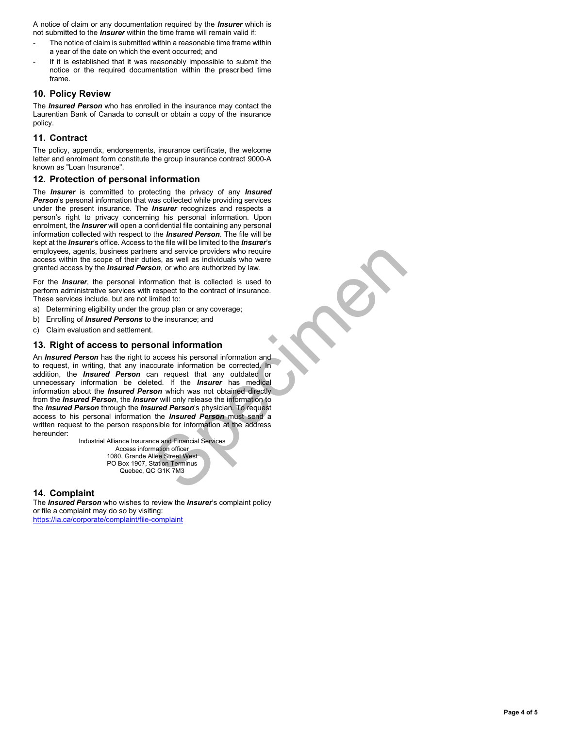A notice of claim or any documentation required by the ***Insurer*** which is not submitted to the ***Insurer*** within the time frame will remain valid if:

- The notice of claim is submitted within a reasonable time frame within a year of the date on which the event occurred; and
- If it is established that it was reasonably impossible to submit the notice or the required documentation within the prescribed time frame.

## 10. Policy Review

The ***Insured Person*** who has enrolled in the insurance may contact the Laurentian Bank of Canada to consult or obtain a copy of the insurance policy.

## 11. Contract

The policy, appendix, endorsements, insurance certificate, the welcome letter and enrolment form constitute the group insurance contract 9000-A known as "Loan Insurance".

## 12. Protection of personal information

The ***Insurer*** is committed to protecting the privacy of any ***Insured Person***'s personal information that was collected while providing services under the present insurance. The ***Insurer*** recognizes and respects a person's right to privacy concerning his personal information. Upon enrolment, the ***Insurer*** will open a confidential file containing any personal information collected with respect to the ***Insured Person***. The file will be kept at the ***Insurer***'s office. Access to the file will be limited to the ***Insurer***'s employees, agents, business partners and service providers who require access within the scope of their duties, as well as individuals who were granted access by the ***Insured Person***, or who are authorized by law.

For the ***Insurer***, the personal information that is collected is used to perform administrative services with respect to the contract of insurance. These services include, but are not limited to:

a) Determining eligibility under the group plan or any coverage;
b) Enrolling of ***Insured Persons*** to the insurance; and
c) Claim evaluation and settlement.

## 13. Right of access to personal information

An ***Insured Person*** has the right to access his personal information and to request, in writing, that any inaccurate information be corrected. In addition, the ***Insured Person*** can request that any outdated or unnecessary information be deleted. If the ***Insurer*** has medical information about the ***Insured Person*** which was not obtained directly from the ***Insured Person***, the ***Insurer*** will only release the information to the ***Insured Person*** through the ***Insured Person***'s physician. To request access to his personal information the ***Insured Person*** must send a written request to the person responsible for information at the address hereunder:

Industrial Alliance Insurance and Financial Services
Access information officer
1080, Grande Allée Street West
PO Box 1907, Station Terminus
Quebec, QC G1K 7M3

## 14. Complaint

The ***Insured Person*** who wishes to review the ***Insurer***'s complaint policy or file a complaint may do so by visiting:
https://ia.ca/corporate/complaint/file-complaint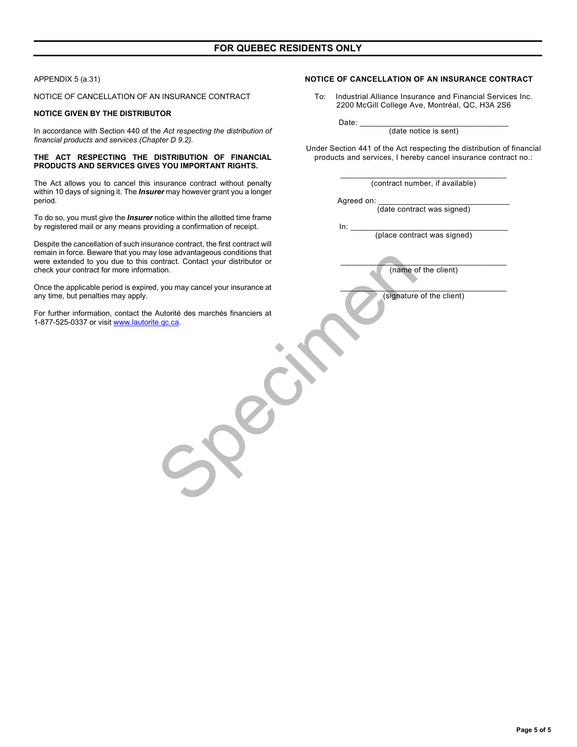## FOR QUEBEC RESIDENTS ONLY

APPENDIX 5 (a.31)

NOTICE OF CANCELLATION OF AN INSURANCE CONTRACT

**NOTICE GIVEN BY THE DISTRIBUTOR**

In accordance with Section 440 of the *Act respecting the distribution of financial products and services (Chapter D 9.2)*.

**THE ACT RESPECTING THE DISTRIBUTION OF FINANCIAL PRODUCTS AND SERVICES GIVES YOU IMPORTANT RIGHTS.**

The Act allows you to cancel this insurance contract without penalty within 10 days of signing it. The ***Insurer*** may however grant you a longer period.

To do so, you must give the ***Insurer*** notice within the allotted time frame by registered mail or any means providing a confirmation of receipt.

Despite the cancellation of such insurance contract, the first contract will remain in force. Beware that you may lose advantageous conditions that were extended to you due to this contract. Contact your distributor or check your contract for more information.

Once the applicable period is expired, you may cancel your insurance at any time, but penalties may apply.

For further information, contact the Autorité des marchés financiers at 1-877-525-0337 or visit www.lautorite.qc.ca.

**NOTICE OF CANCELLATION OF AN INSURANCE CONTRACT**

To: Industrial Alliance Insurance and Financial Services Inc.
2200 McGill College Ave, Montréal, QC, H3A 2S6

Date: ___________________________________
(date notice is sent)

Under Section 441 of the Act respecting the distribution of financial products and services, I hereby cancel insurance contract no.:

_______________________________________
(contract number, if available)

Agreed on: ______________________________
(date contract was signed)

In: ____________________________________
(place contract was signed)

_______________________________________
(name of the client)

_______________________________________
(signature of the client)

Specimen